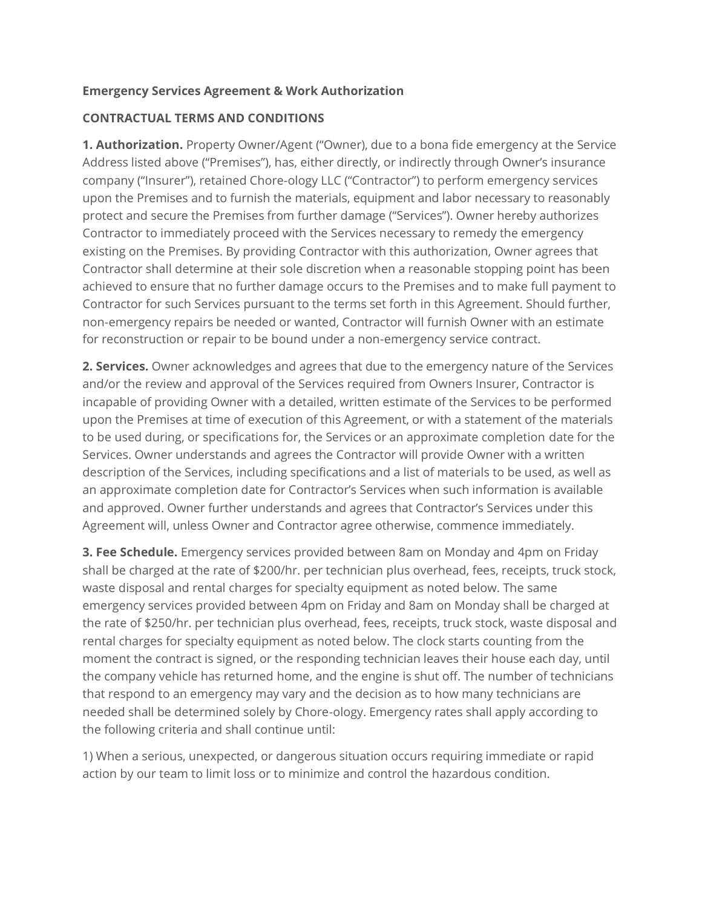**Emergency Services Agreement & Work Authorization**

**CONTRACTUAL TERMS AND CONDITIONS**

**1. Authorization.** Property Owner/Agent ("Owner), due to a bona fide emergency at the Service Address listed above ("Premises"), has, either directly, or indirectly through Owner's insurance company ("Insurer"), retained Chore-ology LLC ("Contractor") to perform emergency services upon the Premises and to furnish the materials, equipment and labor necessary to reasonably protect and secure the Premises from further damage ("Services"). Owner hereby authorizes Contractor to immediately proceed with the Services necessary to remedy the emergency existing on the Premises. By providing Contractor with this authorization, Owner agrees that Contractor shall determine at their sole discretion when a reasonable stopping point has been achieved to ensure that no further damage occurs to the Premises and to make full payment to Contractor for such Services pursuant to the terms set forth in this Agreement. Should further, non-emergency repairs be needed or wanted, Contractor will furnish Owner with an estimate for reconstruction or repair to be bound under a non-emergency service contract.

**2. Services.** Owner acknowledges and agrees that due to the emergency nature of the Services and/or the review and approval of the Services required from Owners Insurer, Contractor is incapable of providing Owner with a detailed, written estimate of the Services to be performed upon the Premises at time of execution of this Agreement, or with a statement of the materials to be used during, or specifications for, the Services or an approximate completion date for the Services. Owner understands and agrees the Contractor will provide Owner with a written description of the Services, including specifications and a list of materials to be used, as well as an approximate completion date for Contractor's Services when such information is available and approved. Owner further understands and agrees that Contractor's Services under this Agreement will, unless Owner and Contractor agree otherwise, commence immediately.

**3. Fee Schedule.** Emergency services provided between 8am on Monday and 4pm on Friday shall be charged at the rate of $200/hr. per technician plus overhead, fees, receipts, truck stock, waste disposal and rental charges for specialty equipment as noted below. The same emergency services provided between 4pm on Friday and 8am on Monday shall be charged at the rate of $250/hr. per technician plus overhead, fees, receipts, truck stock, waste disposal and rental charges for specialty equipment as noted below. The clock starts counting from the moment the contract is signed, or the responding technician leaves their house each day, until the company vehicle has returned home, and the engine is shut off. The number of technicians that respond to an emergency may vary and the decision as to how many technicians are needed shall be determined solely by Chore-ology. Emergency rates shall apply according to the following criteria and shall continue until:

1) When a serious, unexpected, or dangerous situation occurs requiring immediate or rapid action by our team to limit loss or to minimize and control the hazardous condition.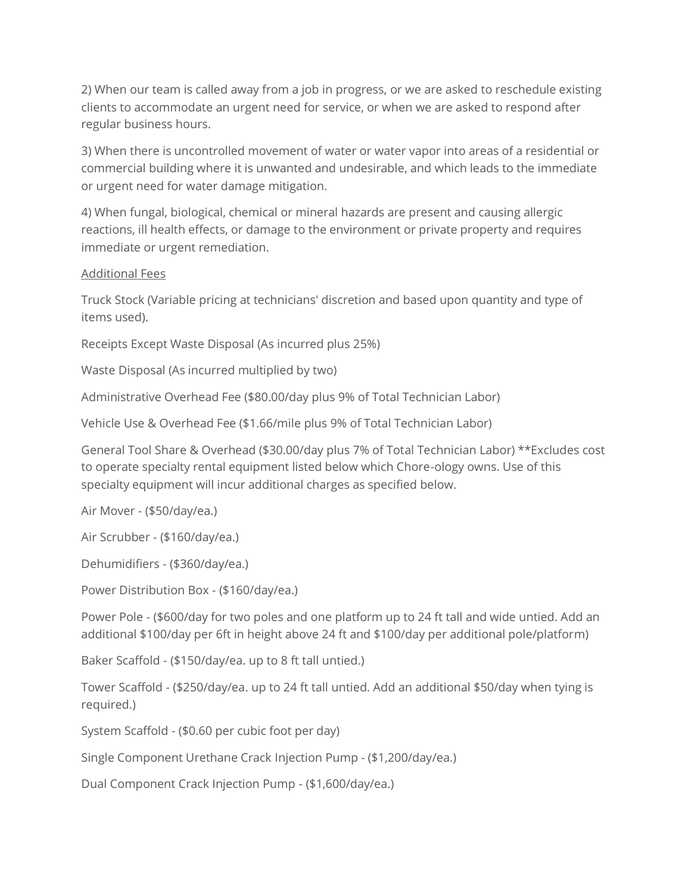2) When our team is called away from a job in progress, or we are asked to reschedule existing clients to accommodate an urgent need for service, or when we are asked to respond after regular business hours.

3) When there is uncontrolled movement of water or water vapor into areas of a residential or commercial building where it is unwanted and undesirable, and which leads to the immediate or urgent need for water damage mitigation.

4) When fungal, biological, chemical or mineral hazards are present and causing allergic reactions, ill health effects, or damage to the environment or private property and requires immediate or urgent remediation.

<u>Additional Fees</u>

Truck Stock (Variable pricing at technicians' discretion and based upon quantity and type of items used).

Receipts Except Waste Disposal (As incurred plus 25%)

Waste Disposal (As incurred multiplied by two)

Administrative Overhead Fee ($80.00/day plus 9% of Total Technician Labor)

Vehicle Use & Overhead Fee ($1.66/mile plus 9% of Total Technician Labor)

General Tool Share & Overhead ($30.00/day plus 7% of Total Technician Labor) **Excludes cost to operate specialty rental equipment listed below which Chore-ology owns. Use of this specialty equipment will incur additional charges as specified below.

Air Mover - ($50/day/ea.)

Air Scrubber - ($160/day/ea.)

Dehumidifiers - ($360/day/ea.)

Power Distribution Box - ($160/day/ea.)

Power Pole - ($600/day for two poles and one platform up to 24 ft tall and wide untied. Add an additional $100/day per 6ft in height above 24 ft and $100/day per additional pole/platform)

Baker Scaffold - ($150/day/ea. up to 8 ft tall untied.)

Tower Scaffold - ($250/day/ea. up to 24 ft tall untied. Add an additional $50/day when tying is required.)

System Scaffold - ($0.60 per cubic foot per day)

Single Component Urethane Crack Injection Pump - ($1,200/day/ea.)

Dual Component Crack Injection Pump - ($1,600/day/ea.)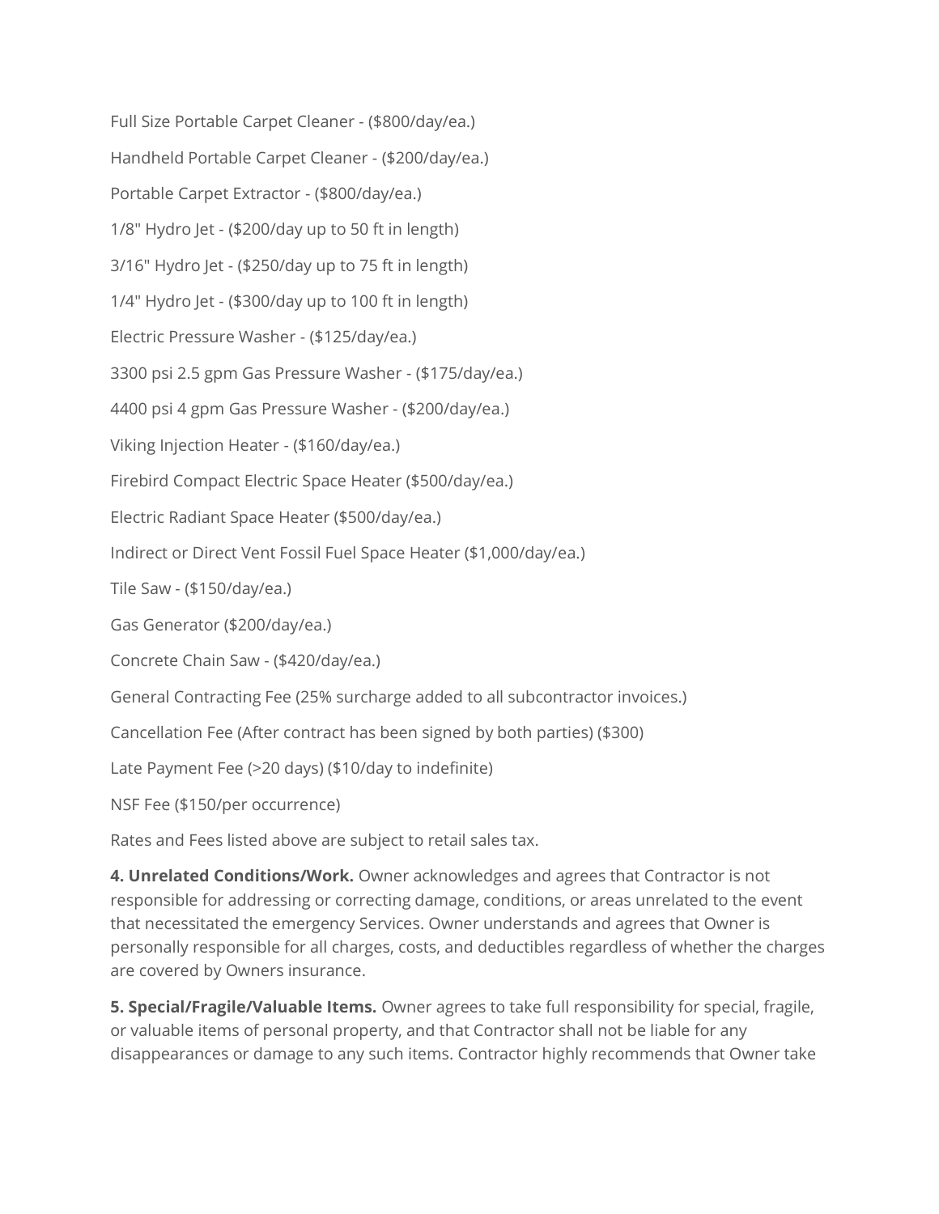Full Size Portable Carpet Cleaner - ($800/day/ea.)

Handheld Portable Carpet Cleaner - ($200/day/ea.)

Portable Carpet Extractor - ($800/day/ea.)

1/8" Hydro Jet - ($200/day up to 50 ft in length)

3/16" Hydro Jet - ($250/day up to 75 ft in length)

1/4" Hydro Jet - ($300/day up to 100 ft in length)

Electric Pressure Washer - ($125/day/ea.)

3300 psi 2.5 gpm Gas Pressure Washer - ($175/day/ea.)

4400 psi 4 gpm Gas Pressure Washer - ($200/day/ea.)

Viking Injection Heater - ($160/day/ea.)

Firebird Compact Electric Space Heater ($500/day/ea.)

Electric Radiant Space Heater ($500/day/ea.)

Indirect or Direct Vent Fossil Fuel Space Heater ($1,000/day/ea.)

Tile Saw - ($150/day/ea.)

Gas Generator ($200/day/ea.)

Concrete Chain Saw - ($420/day/ea.)

General Contracting Fee (25% surcharge added to all subcontractor invoices.)

Cancellation Fee (After contract has been signed by both parties) ($300)

Late Payment Fee (>20 days) ($10/day to indefinite)

NSF Fee ($150/per occurrence)

Rates and Fees listed above are subject to retail sales tax.

**4. Unrelated Conditions/Work.** Owner acknowledges and agrees that Contractor is not responsible for addressing or correcting damage, conditions, or areas unrelated to the event that necessitated the emergency Services. Owner understands and agrees that Owner is personally responsible for all charges, costs, and deductibles regardless of whether the charges are covered by Owners insurance.

**5. Special/Fragile/Valuable Items.** Owner agrees to take full responsibility for special, fragile, or valuable items of personal property, and that Contractor shall not be liable for any disappearances or damage to any such items. Contractor highly recommends that Owner take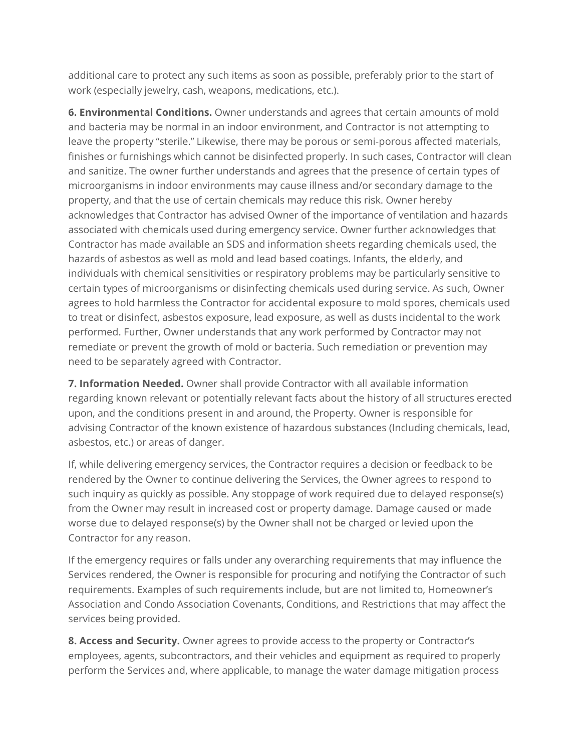additional care to protect any such items as soon as possible, preferably prior to the start of work (especially jewelry, cash, weapons, medications, etc.).

**6. Environmental Conditions.** Owner understands and agrees that certain amounts of mold and bacteria may be normal in an indoor environment, and Contractor is not attempting to leave the property "sterile." Likewise, there may be porous or semi-porous affected materials, finishes or furnishings which cannot be disinfected properly. In such cases, Contractor will clean and sanitize. The owner further understands and agrees that the presence of certain types of microorganisms in indoor environments may cause illness and/or secondary damage to the property, and that the use of certain chemicals may reduce this risk. Owner hereby acknowledges that Contractor has advised Owner of the importance of ventilation and hazards associated with chemicals used during emergency service. Owner further acknowledges that Contractor has made available an SDS and information sheets regarding chemicals used, the hazards of asbestos as well as mold and lead based coatings. Infants, the elderly, and individuals with chemical sensitivities or respiratory problems may be particularly sensitive to certain types of microorganisms or disinfecting chemicals used during service. As such, Owner agrees to hold harmless the Contractor for accidental exposure to mold spores, chemicals used to treat or disinfect, asbestos exposure, lead exposure, as well as dusts incidental to the work performed. Further, Owner understands that any work performed by Contractor may not remediate or prevent the growth of mold or bacteria. Such remediation or prevention may need to be separately agreed with Contractor.

**7. Information Needed.** Owner shall provide Contractor with all available information regarding known relevant or potentially relevant facts about the history of all structures erected upon, and the conditions present in and around, the Property. Owner is responsible for advising Contractor of the known existence of hazardous substances (Including chemicals, lead, asbestos, etc.) or areas of danger.

If, while delivering emergency services, the Contractor requires a decision or feedback to be rendered by the Owner to continue delivering the Services, the Owner agrees to respond to such inquiry as quickly as possible. Any stoppage of work required due to delayed response(s) from the Owner may result in increased cost or property damage. Damage caused or made worse due to delayed response(s) by the Owner shall not be charged or levied upon the Contractor for any reason.

If the emergency requires or falls under any overarching requirements that may influence the Services rendered, the Owner is responsible for procuring and notifying the Contractor of such requirements. Examples of such requirements include, but are not limited to, Homeowner's Association and Condo Association Covenants, Conditions, and Restrictions that may affect the services being provided.

**8. Access and Security.** Owner agrees to provide access to the property or Contractor's employees, agents, subcontractors, and their vehicles and equipment as required to properly perform the Services and, where applicable, to manage the water damage mitigation process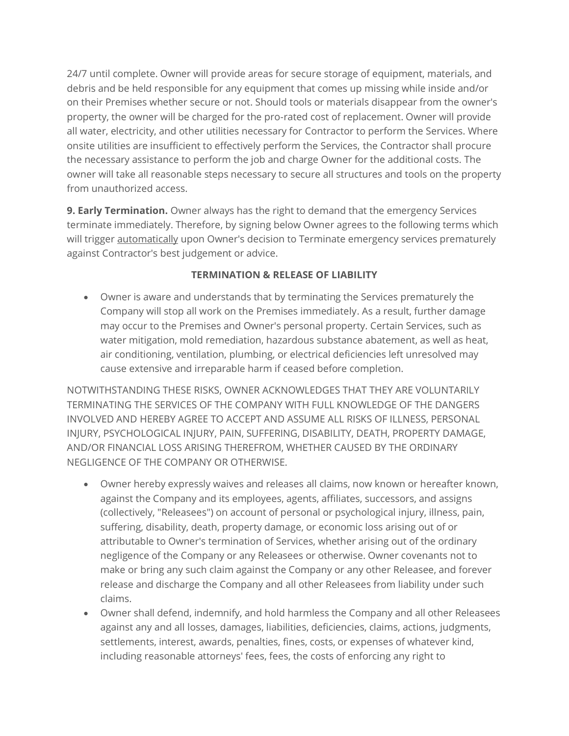24/7 until complete. Owner will provide areas for secure storage of equipment, materials, and debris and be held responsible for any equipment that comes up missing while inside and/or on their Premises whether secure or not. Should tools or materials disappear from the owner's property, the owner will be charged for the pro-rated cost of replacement. Owner will provide all water, electricity, and other utilities necessary for Contractor to perform the Services. Where onsite utilities are insufficient to effectively perform the Services, the Contractor shall procure the necessary assistance to perform the job and charge Owner for the additional costs. The owner will take all reasonable steps necessary to secure all structures and tools on the property from unauthorized access.

**9. Early Termination.** Owner always has the right to demand that the emergency Services terminate immediately. Therefore, by signing below Owner agrees to the following terms which will trigger <u>automatically</u> upon Owner's decision to Terminate emergency services prematurely against Contractor's best judgement or advice.

**TERMINATION & RELEASE OF LIABILITY**

- Owner is aware and understands that by terminating the Services prematurely the Company will stop all work on the Premises immediately. As a result, further damage may occur to the Premises and Owner's personal property. Certain Services, such as water mitigation, mold remediation, hazardous substance abatement, as well as heat, air conditioning, ventilation, plumbing, or electrical deficiencies left unresolved may cause extensive and irreparable harm if ceased before completion.

NOTWITHSTANDING THESE RISKS, OWNER ACKNOWLEDGES THAT THEY ARE VOLUNTARILY TERMINATING THE SERVICES OF THE COMPANY WITH FULL KNOWLEDGE OF THE DANGERS INVOLVED AND HEREBY AGREE TO ACCEPT AND ASSUME ALL RISKS OF ILLNESS, PERSONAL INJURY, PSYCHOLOGICAL INJURY, PAIN, SUFFERING, DISABILITY, DEATH, PROPERTY DAMAGE, AND/OR FINANCIAL LOSS ARISING THEREFROM, WHETHER CAUSED BY THE ORDINARY NEGLIGENCE OF THE COMPANY OR OTHERWISE.

- Owner hereby expressly waives and releases all claims, now known or hereafter known, against the Company and its employees, agents, affiliates, successors, and assigns (collectively, "Releasees") on account of personal or psychological injury, illness, pain, suffering, disability, death, property damage, or economic loss arising out of or attributable to Owner's termination of Services, whether arising out of the ordinary negligence of the Company or any Releasees or otherwise. Owner covenants not to make or bring any such claim against the Company or any other Releasee, and forever release and discharge the Company and all other Releasees from liability under such claims.
- Owner shall defend, indemnify, and hold harmless the Company and all other Releasees against any and all losses, damages, liabilities, deficiencies, claims, actions, judgments, settlements, interest, awards, penalties, fines, costs, or expenses of whatever kind, including reasonable attorneys' fees, fees, the costs of enforcing any right to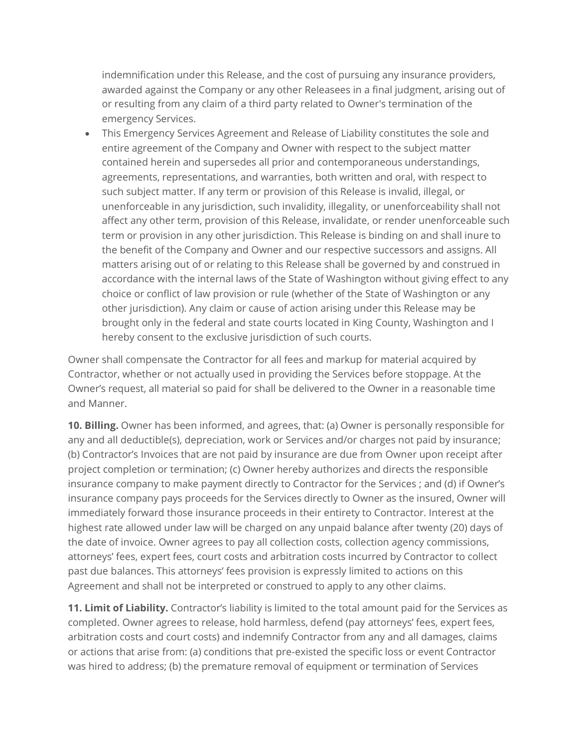indemnification under this Release, and the cost of pursuing any insurance providers, awarded against the Company or any other Releasees in a final judgment, arising out of or resulting from any claim of a third party related to Owner's termination of the emergency Services.

- This Emergency Services Agreement and Release of Liability constitutes the sole and entire agreement of the Company and Owner with respect to the subject matter contained herein and supersedes all prior and contemporaneous understandings, agreements, representations, and warranties, both written and oral, with respect to such subject matter. If any term or provision of this Release is invalid, illegal, or unenforceable in any jurisdiction, such invalidity, illegality, or unenforceability shall not affect any other term, provision of this Release, invalidate, or render unenforceable such term or provision in any other jurisdiction. This Release is binding on and shall inure to the benefit of the Company and Owner and our respective successors and assigns. All matters arising out of or relating to this Release shall be governed by and construed in accordance with the internal laws of the State of Washington without giving effect to any choice or conflict of law provision or rule (whether of the State of Washington or any other jurisdiction). Any claim or cause of action arising under this Release may be brought only in the federal and state courts located in King County, Washington and I hereby consent to the exclusive jurisdiction of such courts.

Owner shall compensate the Contractor for all fees and markup for material acquired by Contractor, whether or not actually used in providing the Services before stoppage. At the Owner's request, all material so paid for shall be delivered to the Owner in a reasonable time and Manner.

**10. Billing.** Owner has been informed, and agrees, that: (a) Owner is personally responsible for any and all deductible(s), depreciation, work or Services and/or charges not paid by insurance; (b) Contractor's Invoices that are not paid by insurance are due from Owner upon receipt after project completion or termination; (c) Owner hereby authorizes and directs the responsible insurance company to make payment directly to Contractor for the Services ; and (d) if Owner's insurance company pays proceeds for the Services directly to Owner as the insured, Owner will immediately forward those insurance proceeds in their entirety to Contractor. Interest at the highest rate allowed under law will be charged on any unpaid balance after twenty (20) days of the date of invoice. Owner agrees to pay all collection costs, collection agency commissions, attorneys' fees, expert fees, court costs and arbitration costs incurred by Contractor to collect past due balances. This attorneys' fees provision is expressly limited to actions on this Agreement and shall not be interpreted or construed to apply to any other claims.

**11. Limit of Liability.** Contractor's liability is limited to the total amount paid for the Services as completed. Owner agrees to release, hold harmless, defend (pay attorneys' fees, expert fees, arbitration costs and court costs) and indemnify Contractor from any and all damages, claims or actions that arise from: (a) conditions that pre-existed the specific loss or event Contractor was hired to address; (b) the premature removal of equipment or termination of Services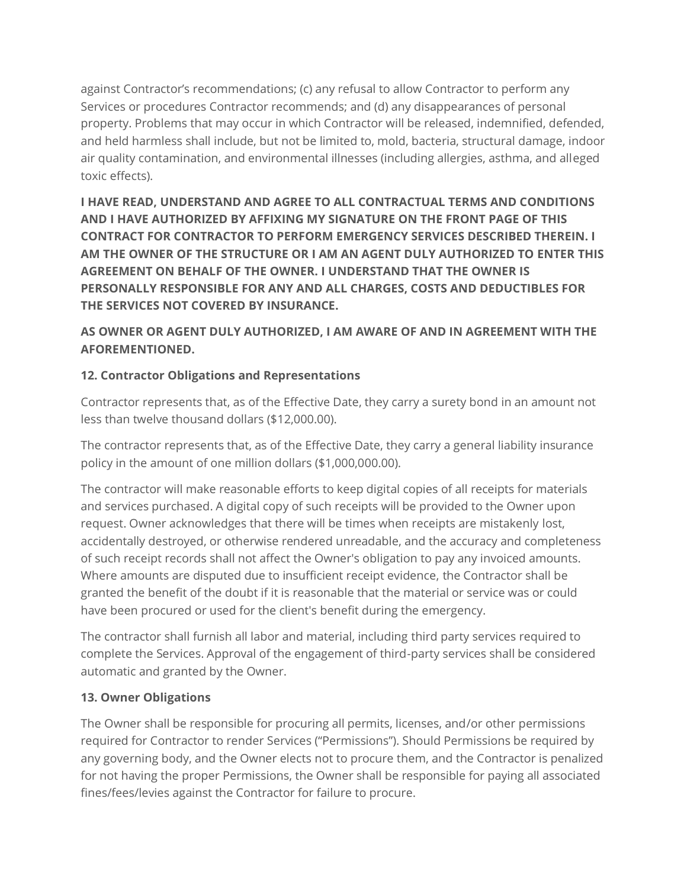against Contractor's recommendations; (c) any refusal to allow Contractor to perform any Services or procedures Contractor recommends; and (d) any disappearances of personal property. Problems that may occur in which Contractor will be released, indemnified, defended, and held harmless shall include, but not be limited to, mold, bacteria, structural damage, indoor air quality contamination, and environmental illnesses (including allergies, asthma, and alleged toxic effects).

**I HAVE READ, UNDERSTAND AND AGREE TO ALL CONTRACTUAL TERMS AND CONDITIONS AND I HAVE AUTHORIZED BY AFFIXING MY SIGNATURE ON THE FRONT PAGE OF THIS CONTRACT FOR CONTRACTOR TO PERFORM EMERGENCY SERVICES DESCRIBED THEREIN. I AM THE OWNER OF THE STRUCTURE OR I AM AN AGENT DULY AUTHORIZED TO ENTER THIS AGREEMENT ON BEHALF OF THE OWNER. I UNDERSTAND THAT THE OWNER IS PERSONALLY RESPONSIBLE FOR ANY AND ALL CHARGES, COSTS AND DEDUCTIBLES FOR THE SERVICES NOT COVERED BY INSURANCE.**

**AS OWNER OR AGENT DULY AUTHORIZED, I AM AWARE OF AND IN AGREEMENT WITH THE AFOREMENTIONED.**

**12. Contractor Obligations and Representations**

Contractor represents that, as of the Effective Date, they carry a surety bond in an amount not less than twelve thousand dollars ($12,000.00).

The contractor represents that, as of the Effective Date, they carry a general liability insurance policy in the amount of one million dollars ($1,000,000.00).

The contractor will make reasonable efforts to keep digital copies of all receipts for materials and services purchased. A digital copy of such receipts will be provided to the Owner upon request. Owner acknowledges that there will be times when receipts are mistakenly lost, accidentally destroyed, or otherwise rendered unreadable, and the accuracy and completeness of such receipt records shall not affect the Owner's obligation to pay any invoiced amounts. Where amounts are disputed due to insufficient receipt evidence, the Contractor shall be granted the benefit of the doubt if it is reasonable that the material or service was or could have been procured or used for the client's benefit during the emergency.

The contractor shall furnish all labor and material, including third party services required to complete the Services. Approval of the engagement of third-party services shall be considered automatic and granted by the Owner.

**13. Owner Obligations**

The Owner shall be responsible for procuring all permits, licenses, and/or other permissions required for Contractor to render Services ("Permissions"). Should Permissions be required by any governing body, and the Owner elects not to procure them, and the Contractor is penalized for not having the proper Permissions, the Owner shall be responsible for paying all associated fines/fees/levies against the Contractor for failure to procure.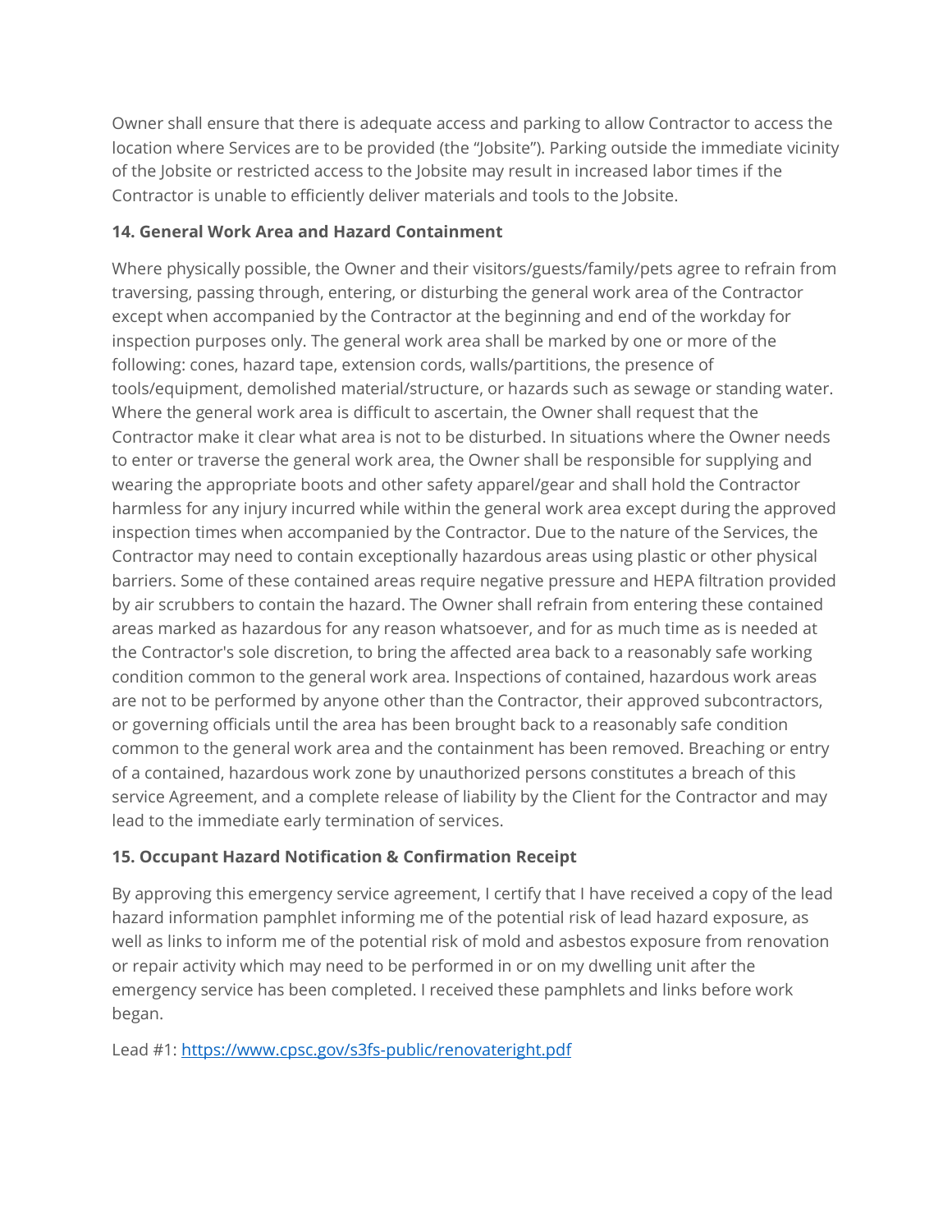Owner shall ensure that there is adequate access and parking to allow Contractor to access the location where Services are to be provided (the "Jobsite"). Parking outside the immediate vicinity of the Jobsite or restricted access to the Jobsite may result in increased labor times if the Contractor is unable to efficiently deliver materials and tools to the Jobsite.

**14. General Work Area and Hazard Containment**

Where physically possible, the Owner and their visitors/guests/family/pets agree to refrain from traversing, passing through, entering, or disturbing the general work area of the Contractor except when accompanied by the Contractor at the beginning and end of the workday for inspection purposes only. The general work area shall be marked by one or more of the following: cones, hazard tape, extension cords, walls/partitions, the presence of tools/equipment, demolished material/structure, or hazards such as sewage or standing water. Where the general work area is difficult to ascertain, the Owner shall request that the Contractor make it clear what area is not to be disturbed. In situations where the Owner needs to enter or traverse the general work area, the Owner shall be responsible for supplying and wearing the appropriate boots and other safety apparel/gear and shall hold the Contractor harmless for any injury incurred while within the general work area except during the approved inspection times when accompanied by the Contractor. Due to the nature of the Services, the Contractor may need to contain exceptionally hazardous areas using plastic or other physical barriers. Some of these contained areas require negative pressure and HEPA filtration provided by air scrubbers to contain the hazard. The Owner shall refrain from entering these contained areas marked as hazardous for any reason whatsoever, and for as much time as is needed at the Contractor's sole discretion, to bring the affected area back to a reasonably safe working condition common to the general work area. Inspections of contained, hazardous work areas are not to be performed by anyone other than the Contractor, their approved subcontractors, or governing officials until the area has been brought back to a reasonably safe condition common to the general work area and the containment has been removed. Breaching or entry of a contained, hazardous work zone by unauthorized persons constitutes a breach of this service Agreement, and a complete release of liability by the Client for the Contractor and may lead to the immediate early termination of services.

**15. Occupant Hazard Notification & Confirmation Receipt**

By approving this emergency service agreement, I certify that I have received a copy of the lead hazard information pamphlet informing me of the potential risk of lead hazard exposure, as well as links to inform me of the potential risk of mold and asbestos exposure from renovation or repair activity which may need to be performed in or on my dwelling unit after the emergency service has been completed. I received these pamphlets and links before work began.

Lead #1: [https://www.cpsc.gov/s3fs-public/renovateright.pdf](https://www.cpsc.gov/s3fs-public/renovateright.pdf)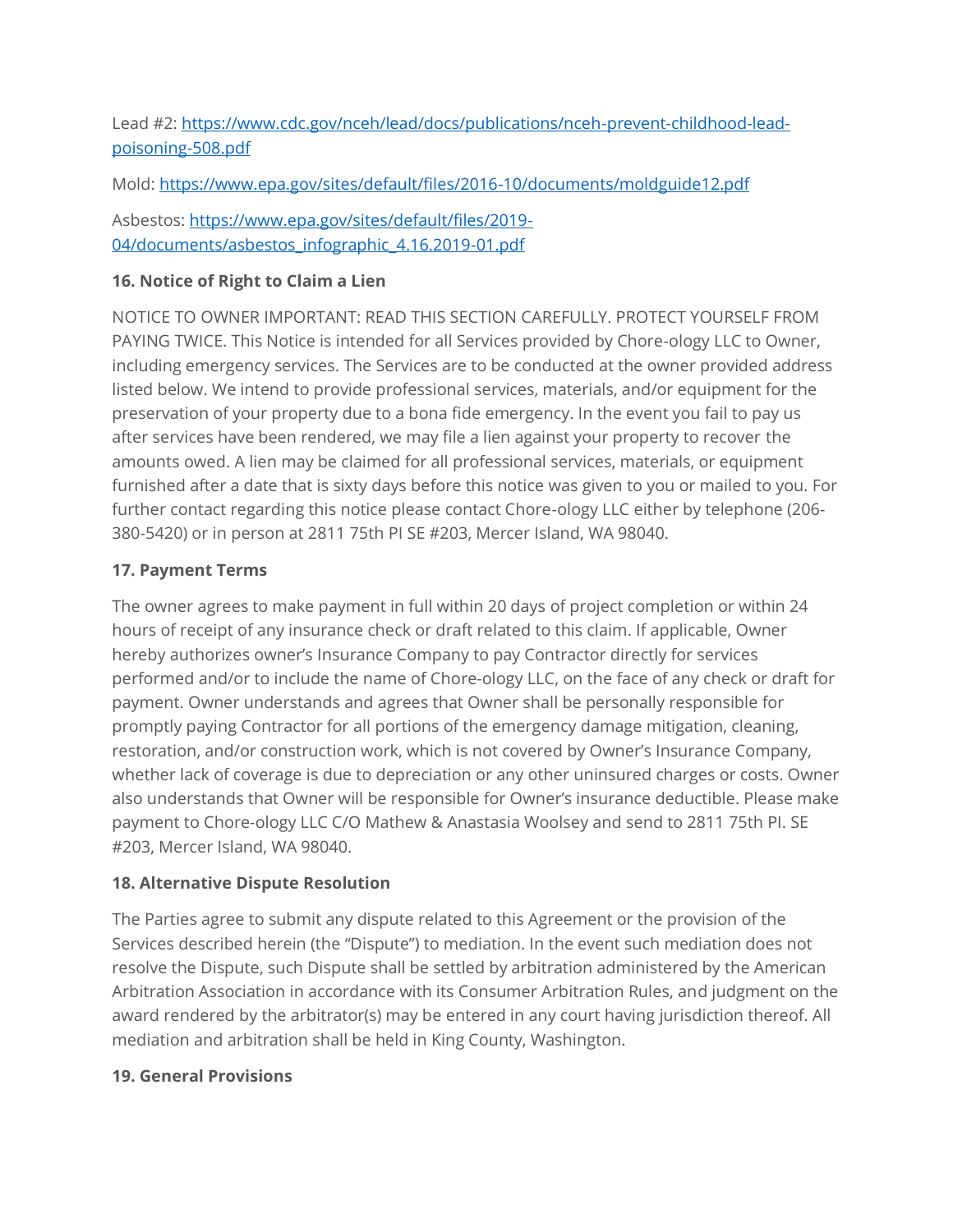Lead #2: [https://www.cdc.gov/nceh/lead/docs/publications/nceh-prevent-childhood-lead-poisoning-508.pdf](https://www.cdc.gov/nceh/lead/docs/publications/nceh-prevent-childhood-lead-poisoning-508.pdf)

Mold: [https://www.epa.gov/sites/default/files/2016-10/documents/moldguide12.pdf](https://www.epa.gov/sites/default/files/2016-10/documents/moldguide12.pdf)

Asbestos: [https://www.epa.gov/sites/default/files/2019-04/documents/asbestos_infographic_4.16.2019-01.pdf](https://www.epa.gov/sites/default/files/2019-04/documents/asbestos_infographic_4.16.2019-01.pdf)

**16. Notice of Right to Claim a Lien**

NOTICE TO OWNER IMPORTANT: READ THIS SECTION CAREFULLY. PROTECT YOURSELF FROM PAYING TWICE. This Notice is intended for all Services provided by Chore-ology LLC to Owner, including emergency services. The Services are to be conducted at the owner provided address listed below. We intend to provide professional services, materials, and/or equipment for the preservation of your property due to a bona fide emergency. In the event you fail to pay us after services have been rendered, we may file a lien against your property to recover the amounts owed. A lien may be claimed for all professional services, materials, or equipment furnished after a date that is sixty days before this notice was given to you or mailed to you. For further contact regarding this notice please contact Chore-ology LLC either by telephone (206-380-5420) or in person at 2811 75th Pl SE #203, Mercer Island, WA 98040.

**17. Payment Terms**

The owner agrees to make payment in full within 20 days of project completion or within 24 hours of receipt of any insurance check or draft related to this claim. If applicable, Owner hereby authorizes owner's Insurance Company to pay Contractor directly for services performed and/or to include the name of Chore-ology LLC, on the face of any check or draft for payment. Owner understands and agrees that Owner shall be personally responsible for promptly paying Contractor for all portions of the emergency damage mitigation, cleaning, restoration, and/or construction work, which is not covered by Owner's Insurance Company, whether lack of coverage is due to depreciation or any other uninsured charges or costs. Owner also understands that Owner will be responsible for Owner's insurance deductible. Please make payment to Chore-ology LLC C/O Mathew & Anastasia Woolsey and send to 2811 75th Pl. SE #203, Mercer Island, WA 98040.

**18. Alternative Dispute Resolution**

The Parties agree to submit any dispute related to this Agreement or the provision of the Services described herein (the "Dispute") to mediation. In the event such mediation does not resolve the Dispute, such Dispute shall be settled by arbitration administered by the American Arbitration Association in accordance with its Consumer Arbitration Rules, and judgment on the award rendered by the arbitrator(s) may be entered in any court having jurisdiction thereof. All mediation and arbitration shall be held in King County, Washington.

**19. General Provisions**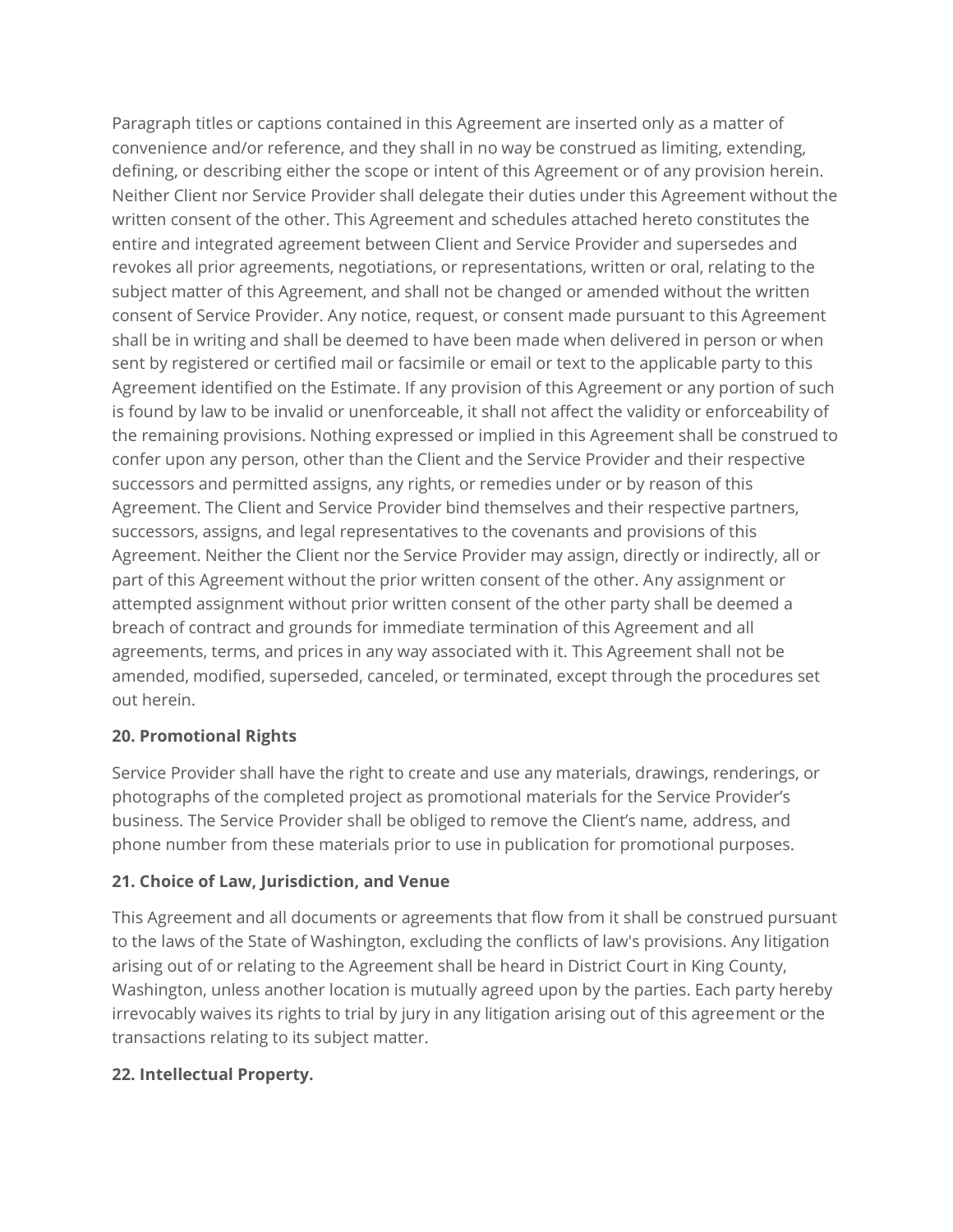Paragraph titles or captions contained in this Agreement are inserted only as a matter of convenience and/or reference, and they shall in no way be construed as limiting, extending, defining, or describing either the scope or intent of this Agreement or of any provision herein. Neither Client nor Service Provider shall delegate their duties under this Agreement without the written consent of the other. This Agreement and schedules attached hereto constitutes the entire and integrated agreement between Client and Service Provider and supersedes and revokes all prior agreements, negotiations, or representations, written or oral, relating to the subject matter of this Agreement, and shall not be changed or amended without the written consent of Service Provider. Any notice, request, or consent made pursuant to this Agreement shall be in writing and shall be deemed to have been made when delivered in person or when sent by registered or certified mail or facsimile or email or text to the applicable party to this Agreement identified on the Estimate. If any provision of this Agreement or any portion of such is found by law to be invalid or unenforceable, it shall not affect the validity or enforceability of the remaining provisions. Nothing expressed or implied in this Agreement shall be construed to confer upon any person, other than the Client and the Service Provider and their respective successors and permitted assigns, any rights, or remedies under or by reason of this Agreement. The Client and Service Provider bind themselves and their respective partners, successors, assigns, and legal representatives to the covenants and provisions of this Agreement. Neither the Client nor the Service Provider may assign, directly or indirectly, all or part of this Agreement without the prior written consent of the other. Any assignment or attempted assignment without prior written consent of the other party shall be deemed a breach of contract and grounds for immediate termination of this Agreement and all agreements, terms, and prices in any way associated with it. This Agreement shall not be amended, modified, superseded, canceled, or terminated, except through the procedures set out herein.

**20. Promotional Rights**

Service Provider shall have the right to create and use any materials, drawings, renderings, or photographs of the completed project as promotional materials for the Service Provider's business. The Service Provider shall be obliged to remove the Client's name, address, and phone number from these materials prior to use in publication for promotional purposes.

**21. Choice of Law, Jurisdiction, and Venue**

This Agreement and all documents or agreements that flow from it shall be construed pursuant to the laws of the State of Washington, excluding the conflicts of law's provisions. Any litigation arising out of or relating to the Agreement shall be heard in District Court in King County, Washington, unless another location is mutually agreed upon by the parties. Each party hereby irrevocably waives its rights to trial by jury in any litigation arising out of this agreement or the transactions relating to its subject matter.

**22. Intellectual Property.**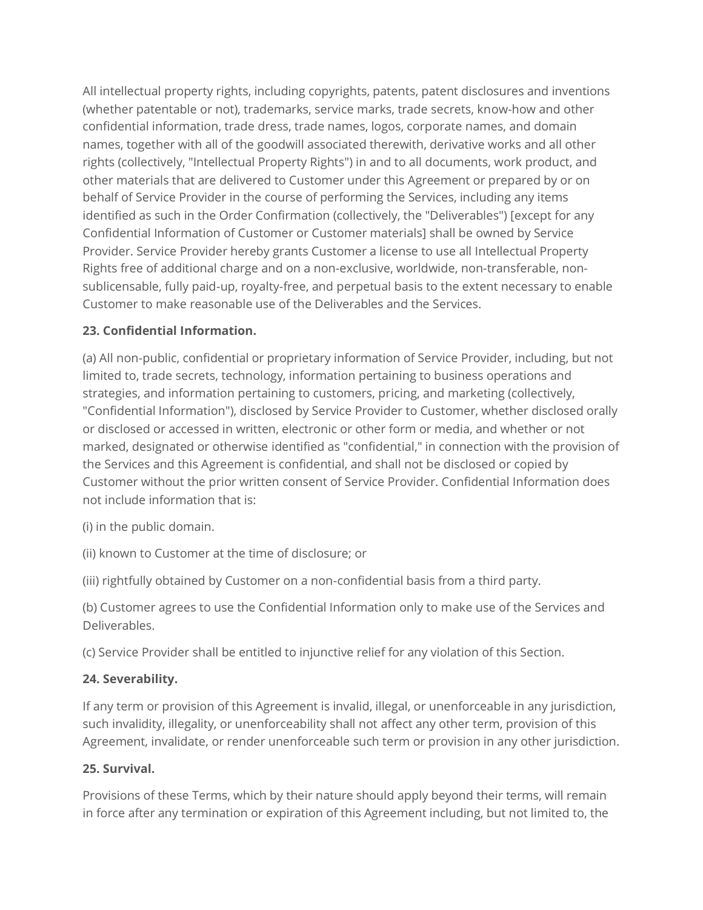All intellectual property rights, including copyrights, patents, patent disclosures and inventions (whether patentable or not), trademarks, service marks, trade secrets, know-how and other confidential information, trade dress, trade names, logos, corporate names, and domain names, together with all of the goodwill associated therewith, derivative works and all other rights (collectively, "Intellectual Property Rights") in and to all documents, work product, and other materials that are delivered to Customer under this Agreement or prepared by or on behalf of Service Provider in the course of performing the Services, including any items identified as such in the Order Confirmation (collectively, the "Deliverables") [except for any Confidential Information of Customer or Customer materials] shall be owned by Service Provider. Service Provider hereby grants Customer a license to use all Intellectual Property Rights free of additional charge and on a non-exclusive, worldwide, non-transferable, non-sublicensable, fully paid-up, royalty-free, and perpetual basis to the extent necessary to enable Customer to make reasonable use of the Deliverables and the Services.

**23. Confidential Information.**

(a) All non-public, confidential or proprietary information of Service Provider, including, but not limited to, trade secrets, technology, information pertaining to business operations and strategies, and information pertaining to customers, pricing, and marketing (collectively, "Confidential Information"), disclosed by Service Provider to Customer, whether disclosed orally or disclosed or accessed in written, electronic or other form or media, and whether or not marked, designated or otherwise identified as "confidential," in connection with the provision of the Services and this Agreement is confidential, and shall not be disclosed or copied by Customer without the prior written consent of Service Provider. Confidential Information does not include information that is:

(i) in the public domain.

(ii) known to Customer at the time of disclosure; or

(iii) rightfully obtained by Customer on a non-confidential basis from a third party.

(b) Customer agrees to use the Confidential Information only to make use of the Services and Deliverables.

(c) Service Provider shall be entitled to injunctive relief for any violation of this Section.

**24. Severability.**

If any term or provision of this Agreement is invalid, illegal, or unenforceable in any jurisdiction, such invalidity, illegality, or unenforceability shall not affect any other term, provision of this Agreement, invalidate, or render unenforceable such term or provision in any other jurisdiction.

**25. Survival.**

Provisions of these Terms, which by their nature should apply beyond their terms, will remain in force after any termination or expiration of this Agreement including, but not limited to, the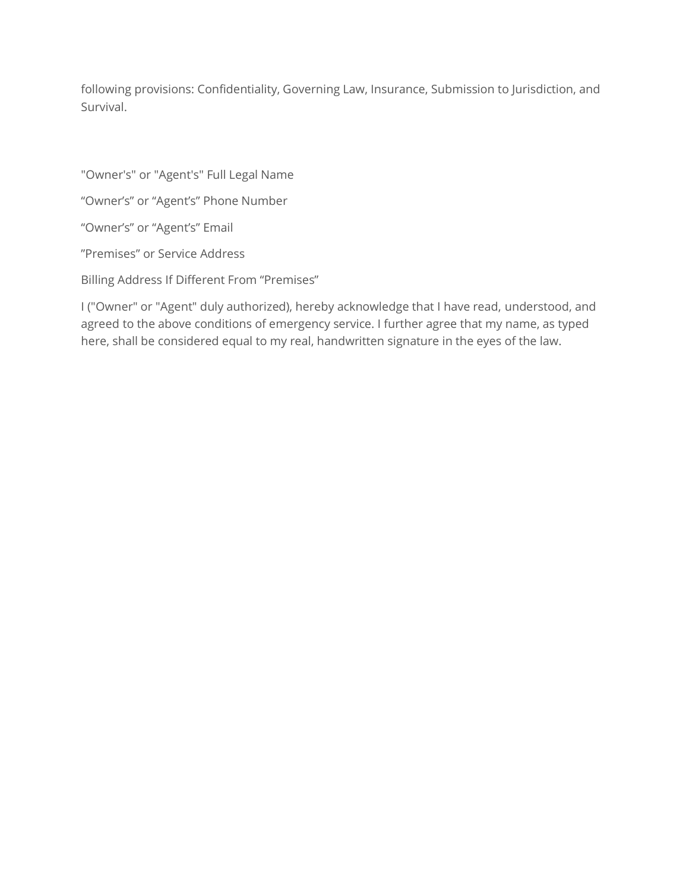following provisions: Confidentiality, Governing Law, Insurance, Submission to Jurisdiction, and Survival.

"Owner's" or "Agent's" Full Legal Name

“Owner’s” or “Agent’s” Phone Number

“Owner’s” or “Agent’s” Email

”Premises” or Service Address

Billing Address If Different From “Premises”

I ("Owner" or "Agent" duly authorized), hereby acknowledge that I have read, understood, and agreed to the above conditions of emergency service. I further agree that my name, as typed here, shall be considered equal to my real, handwritten signature in the eyes of the law.